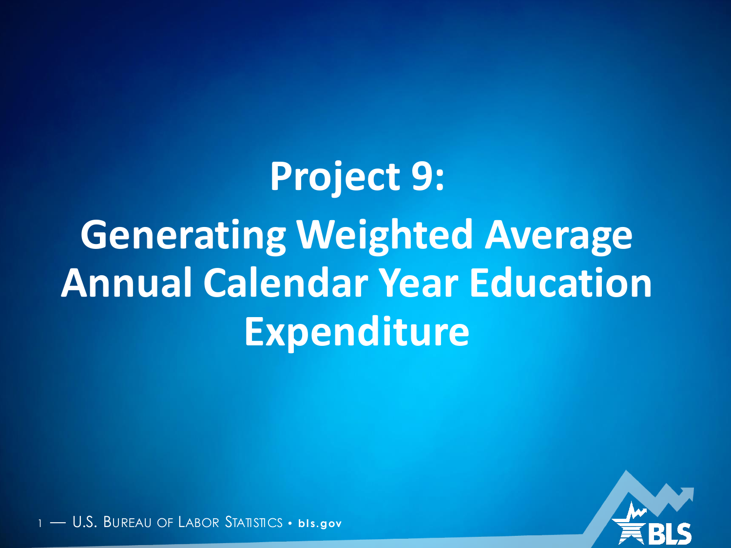# Project 9:

# Generating Weighted Average Annual Calendar Year Education Expenditure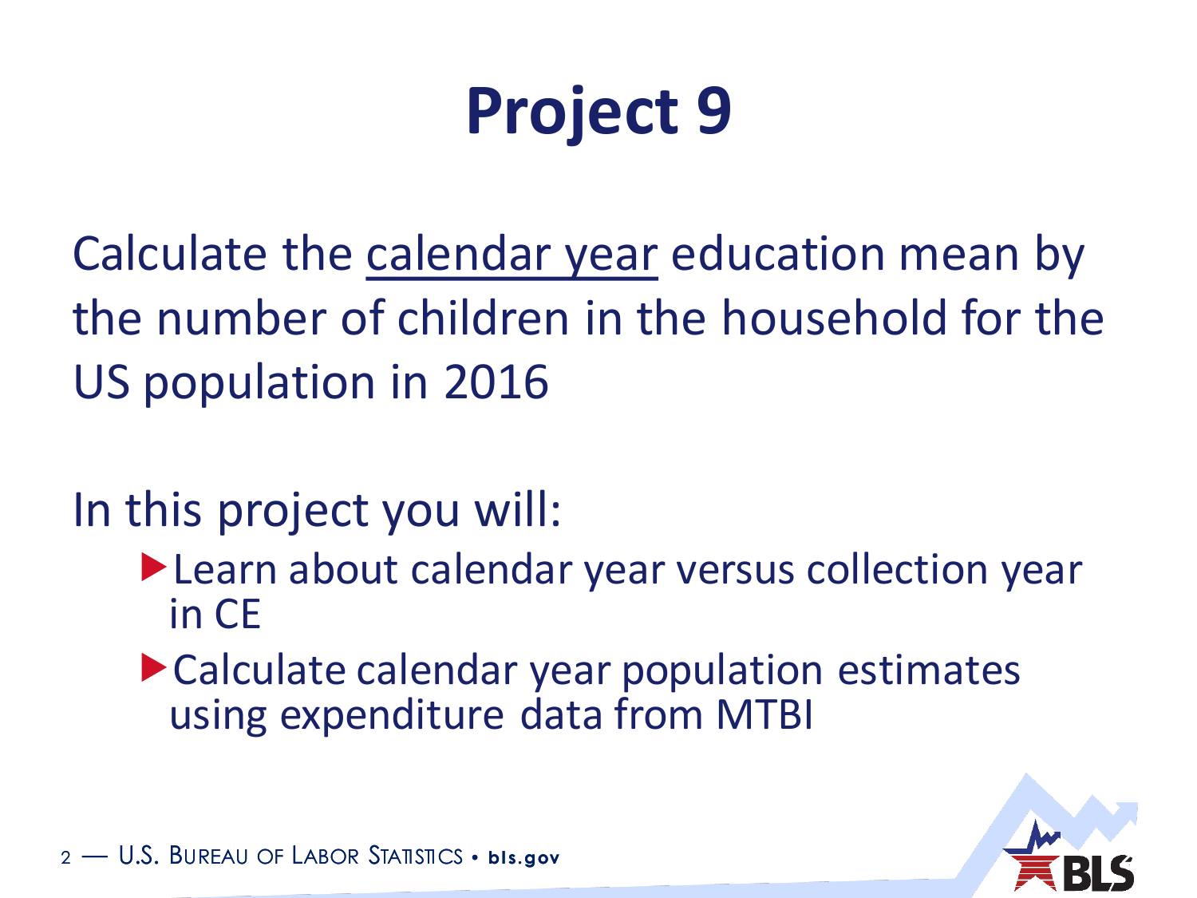# Project 9

Calculate the calendar year education mean by the number of children in the household for the US population in 2016

In this project you will:

- Learn about calendar year versus collection year in CE
- Calculate calendar year population estimates using expenditure data from MTBI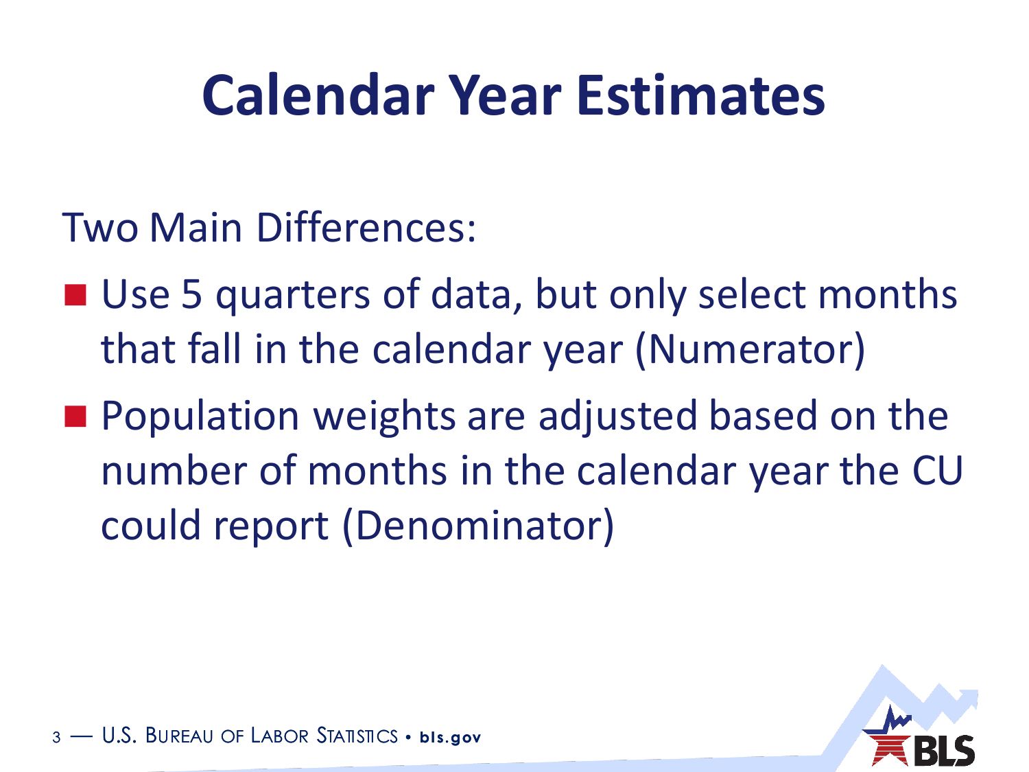# Calendar Year Estimates

Two Main Differences:

- Use 5 quarters of data, but only select months that fall in the calendar year (Numerator)
- Population weights are adjusted based on the number of months in the calendar year the CU could report (Denominator)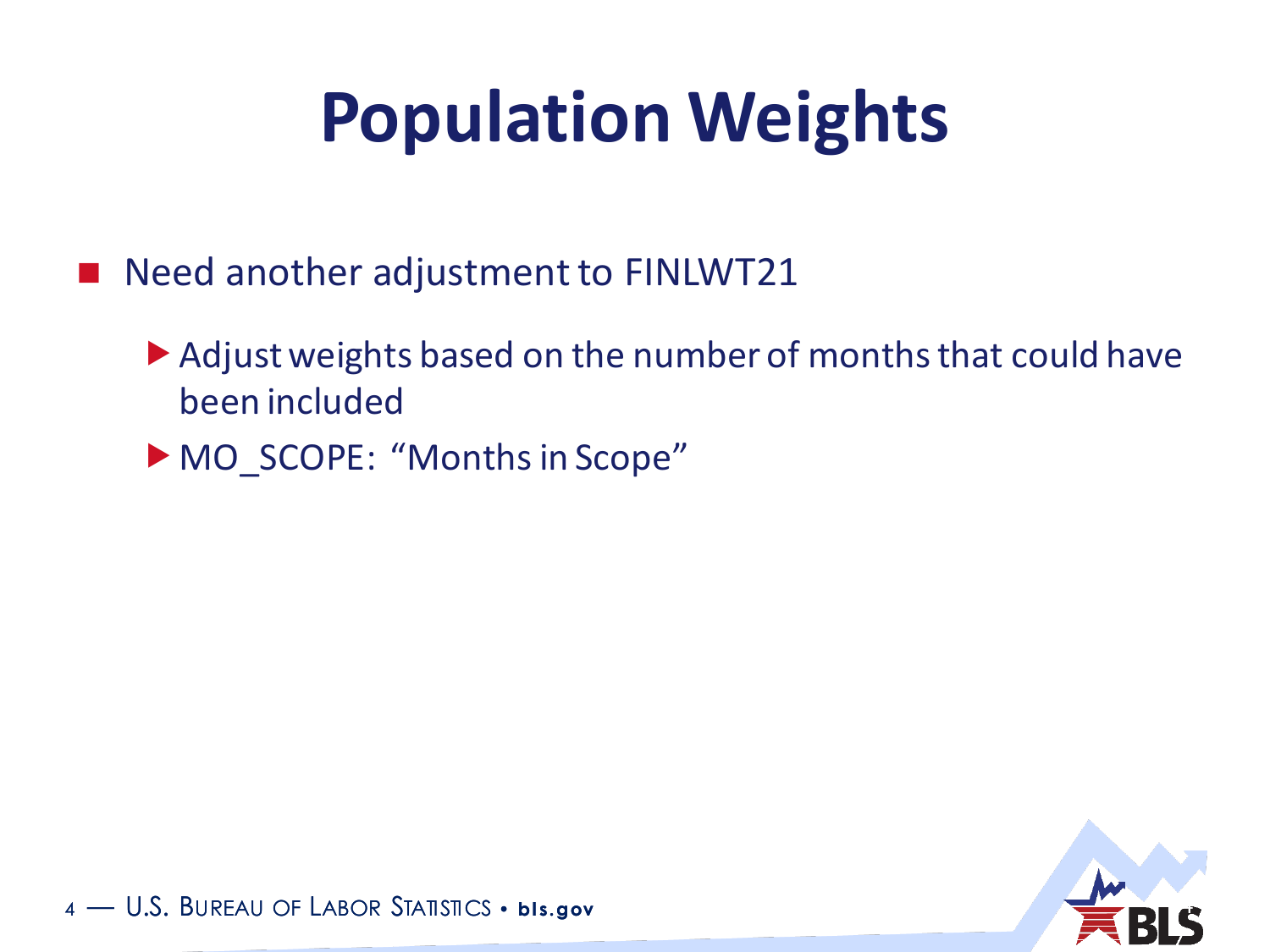# Population Weights

- Need another adjustment to FINLWT21
  - Adjust weights based on the number of months that could have been included
  - MO_SCOPE: "Months in Scope"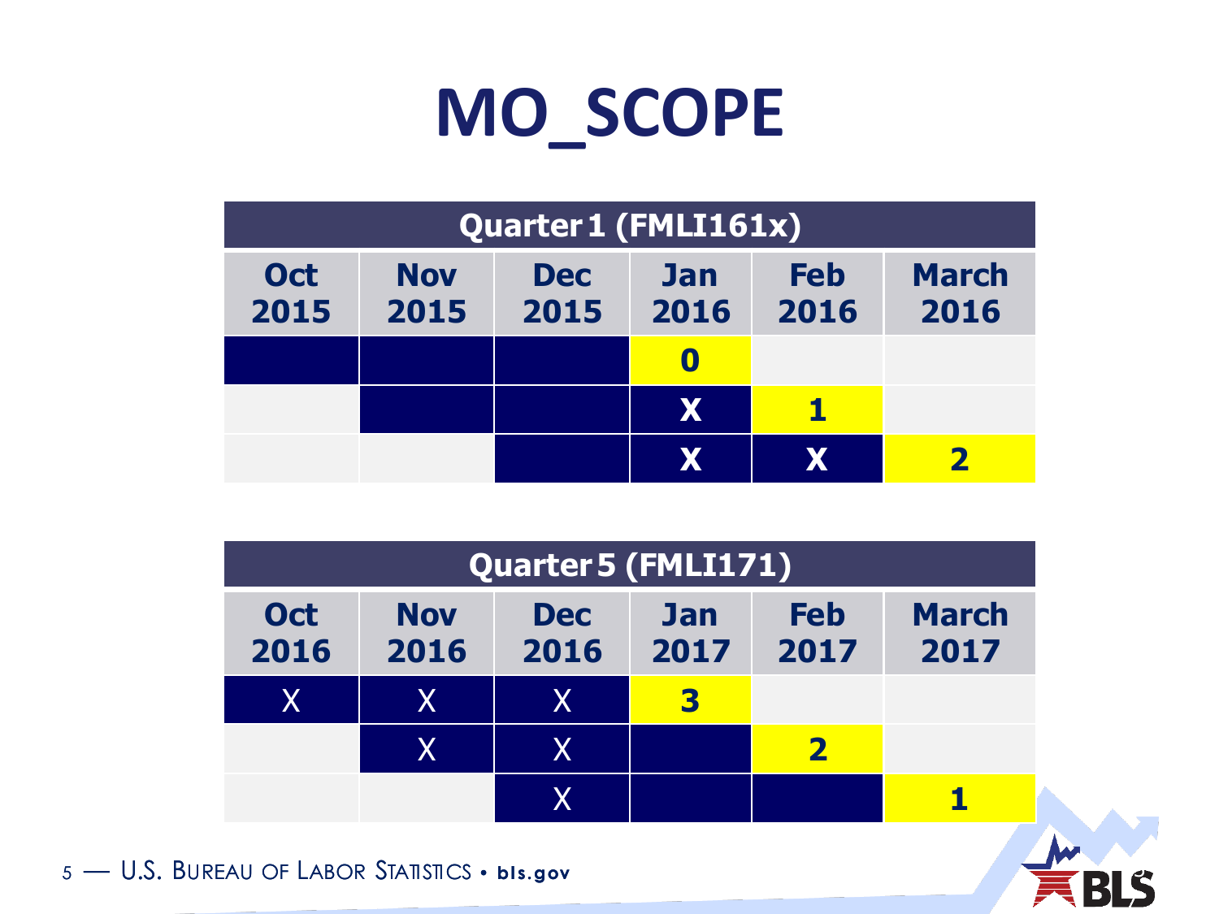# MO_SCOPE

| Quarter 1 (FMLI161x) | | | | | |
|---|---|---|---|---|---|
| Oct 2015 | Nov 2015 | Dec 2015 | Jan 2016 | Feb 2016 | March 2016 |
| | | | 0 | | |
| | | | X | 1 | |
| | | | X | X | 2 |

| Quarter 5 (FMLI171) | | | | | |
|---|---|---|---|---|---|
| Oct 2016 | Nov 2016 | Dec 2016 | Jan 2017 | Feb 2017 | March 2017 |
| X | X | X | 3 | | |
| | X | X | | 2 | |
| | | X | | | 1 |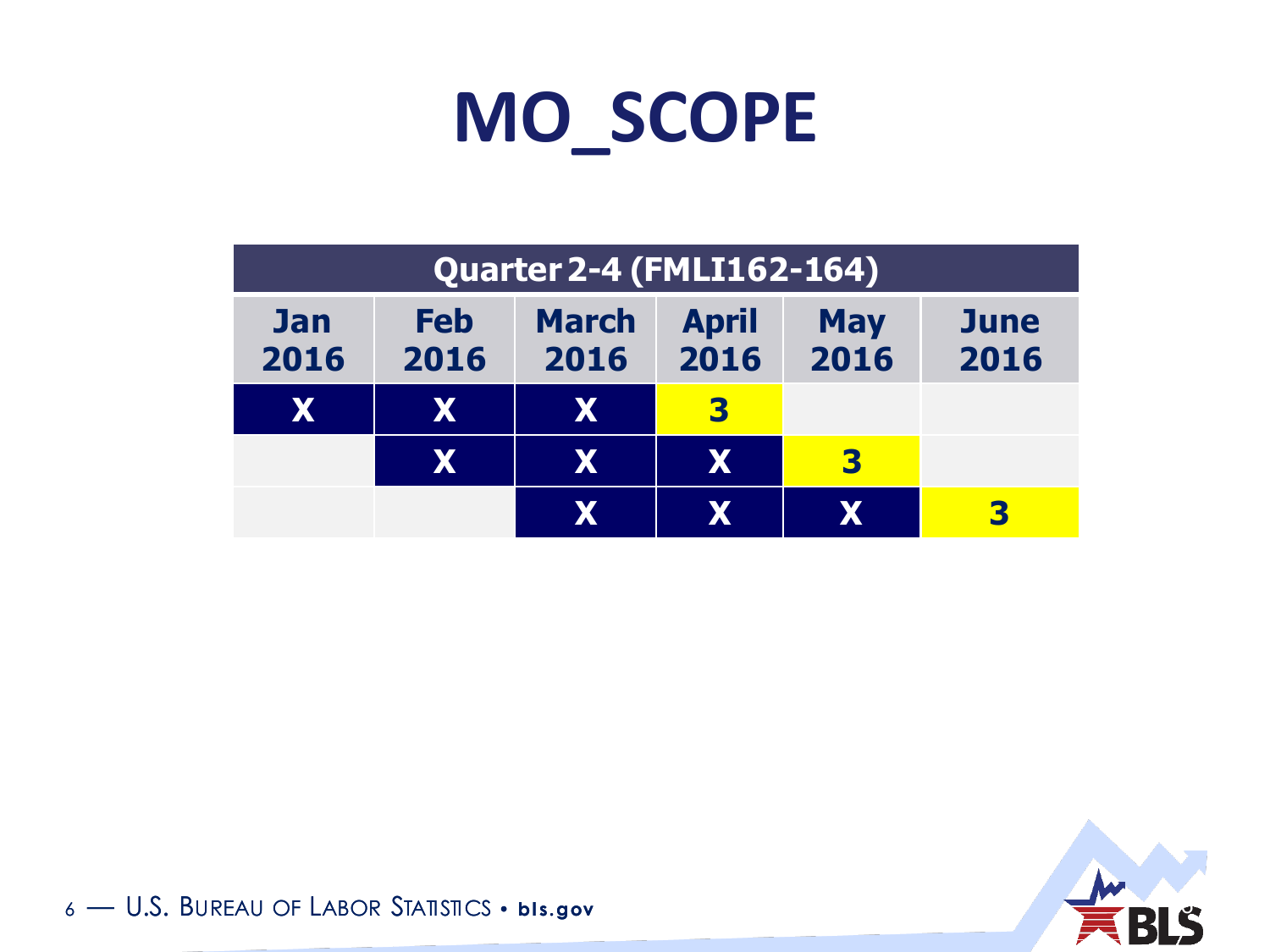# MO_SCOPE

| Quarter 2-4 (FMLI162-164) | | | | | |
|---|---|---|---|---|---|
| Jan 2016 | Feb 2016 | March 2016 | April 2016 | May 2016 | June 2016 |
| X | X | X | 3 | | |
| | X | X | X | 3 | |
| | | X | X | X | 3 |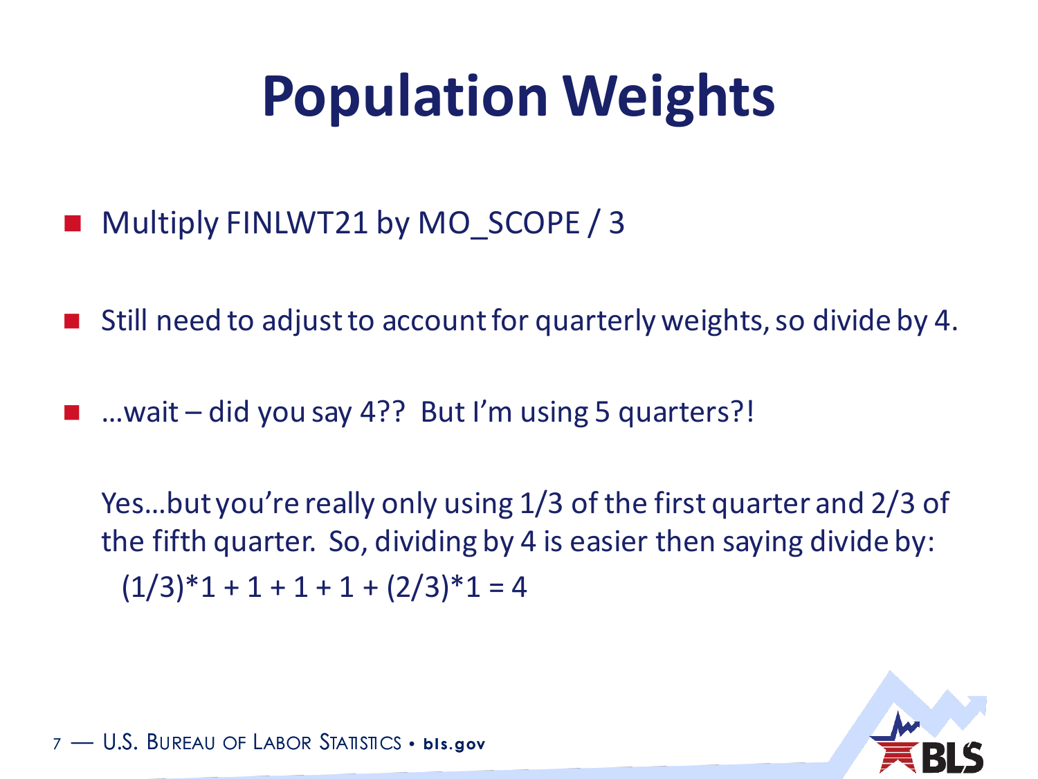# Population Weights

- Multiply FINLWT21 by MO_SCOPE / 3
- Still need to adjust to account for quarterly weights, so divide by 4.
- …wait – did you say 4?? But I'm using 5 quarters?!

  Yes…but you're really only using 1/3 of the first quarter and 2/3 of the fifth quarter. So, dividing by 4 is easier then saying divide by:

  $(1/3)*1 + 1 + 1 + 1 + (2/3)*1 = 4$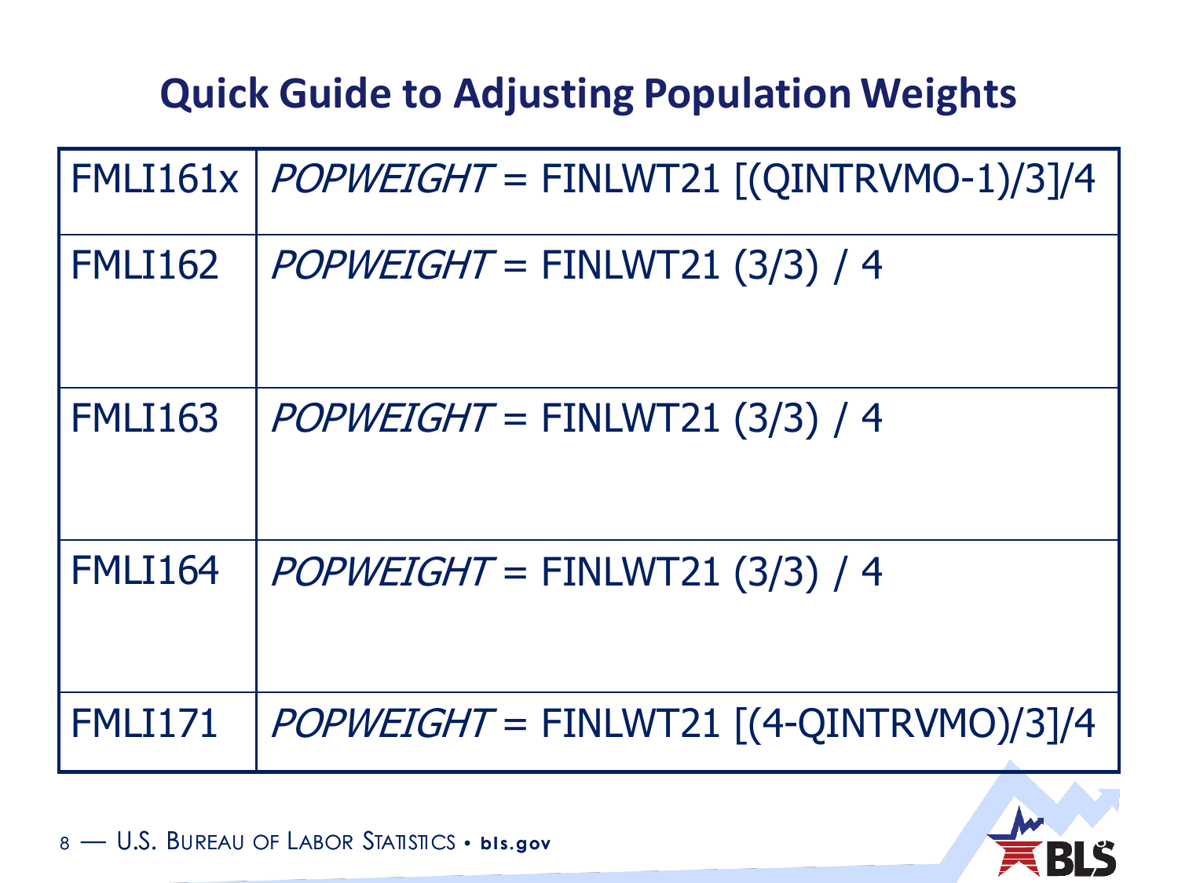## Quick Guide to Adjusting Population Weights

| | |
|---|---|
| FMLI161x | *POPWEIGHT* = FINLWT21 [(QINTRVMO-1)/3]/4 |
| FMLI162 | *POPWEIGHT* = FINLWT21 (3/3) / 4 |
| FMLI163 | *POPWEIGHT* = FINLWT21 (3/3) / 4 |
| FMLI164 | *POPWEIGHT* = FINLWT21 (3/3) / 4 |
| FMLI171 | *POPWEIGHT* = FINLWT21 [(4-QINTRVMO)/3]/4 |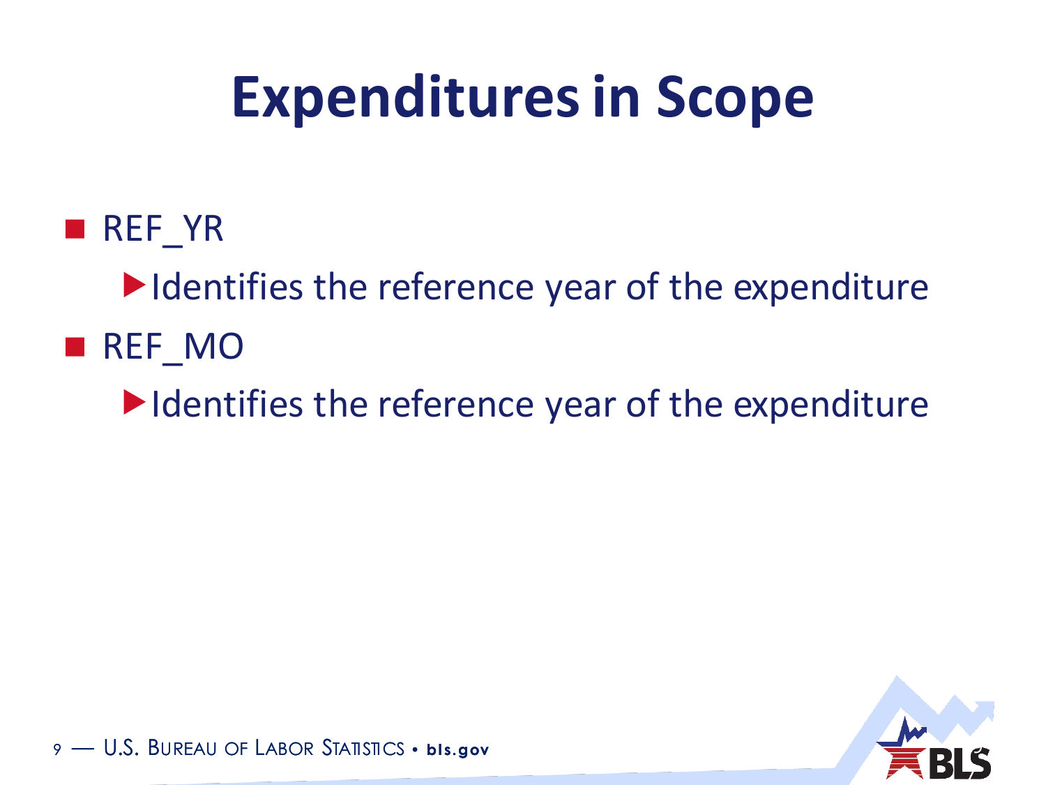# Expenditures in Scope

- REF_YR
  - Identifies the reference year of the expenditure
- REF_MO
  - Identifies the reference year of the expenditure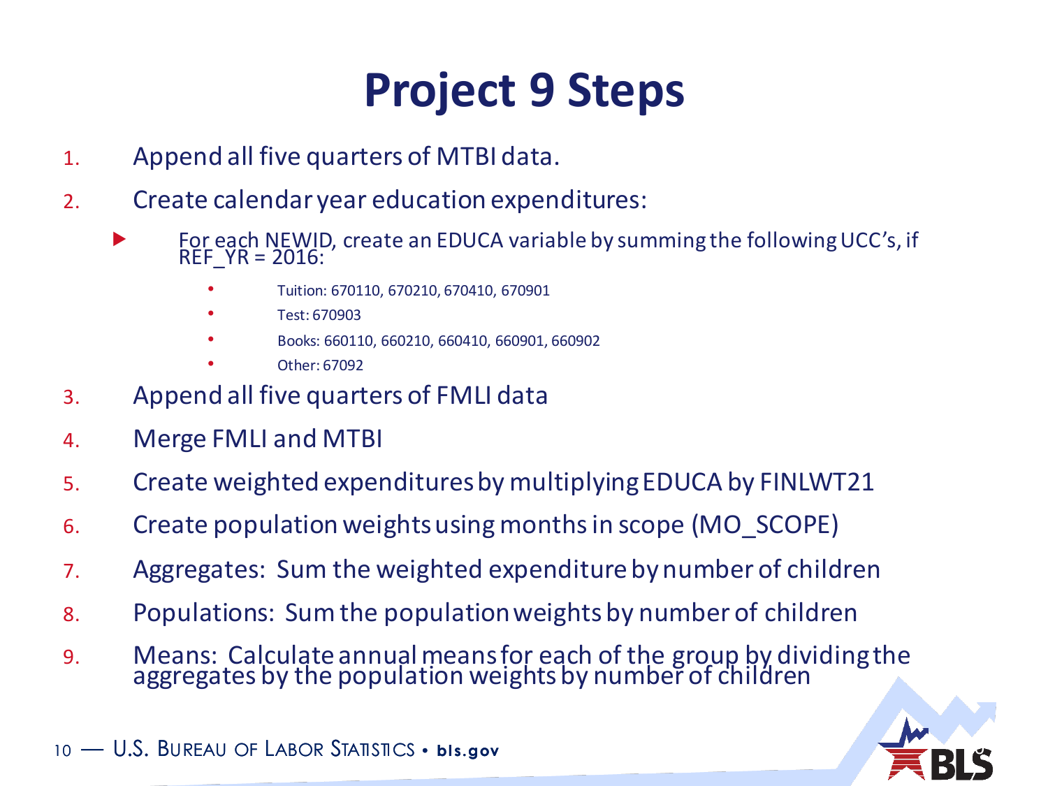# Project 9 Steps

1. Append all five quarters of MTBI data.
2. Create calendar year education expenditures:
   - For each NEWID, create an EDUCA variable by summing the following UCC's, if REF_YR = 2016:
     - Tuition: 670110, 670210, 670410, 670901
     - Test: 670903
     - Books: 660110, 660210, 660410, 660901, 660902
     - Other: 67092
3. Append all five quarters of FMLI data
4. Merge FMLI and MTBI
5. Create weighted expenditures by multiplying EDUCA by FINLWT21
6. Create population weights using months in scope (MO_SCOPE)
7. Aggregates: Sum the weighted expenditure by number of children
8. Populations: Sum the population weights by number of children
9. Means: Calculate annual means for each of the group by dividing the aggregates by the population weights by number of children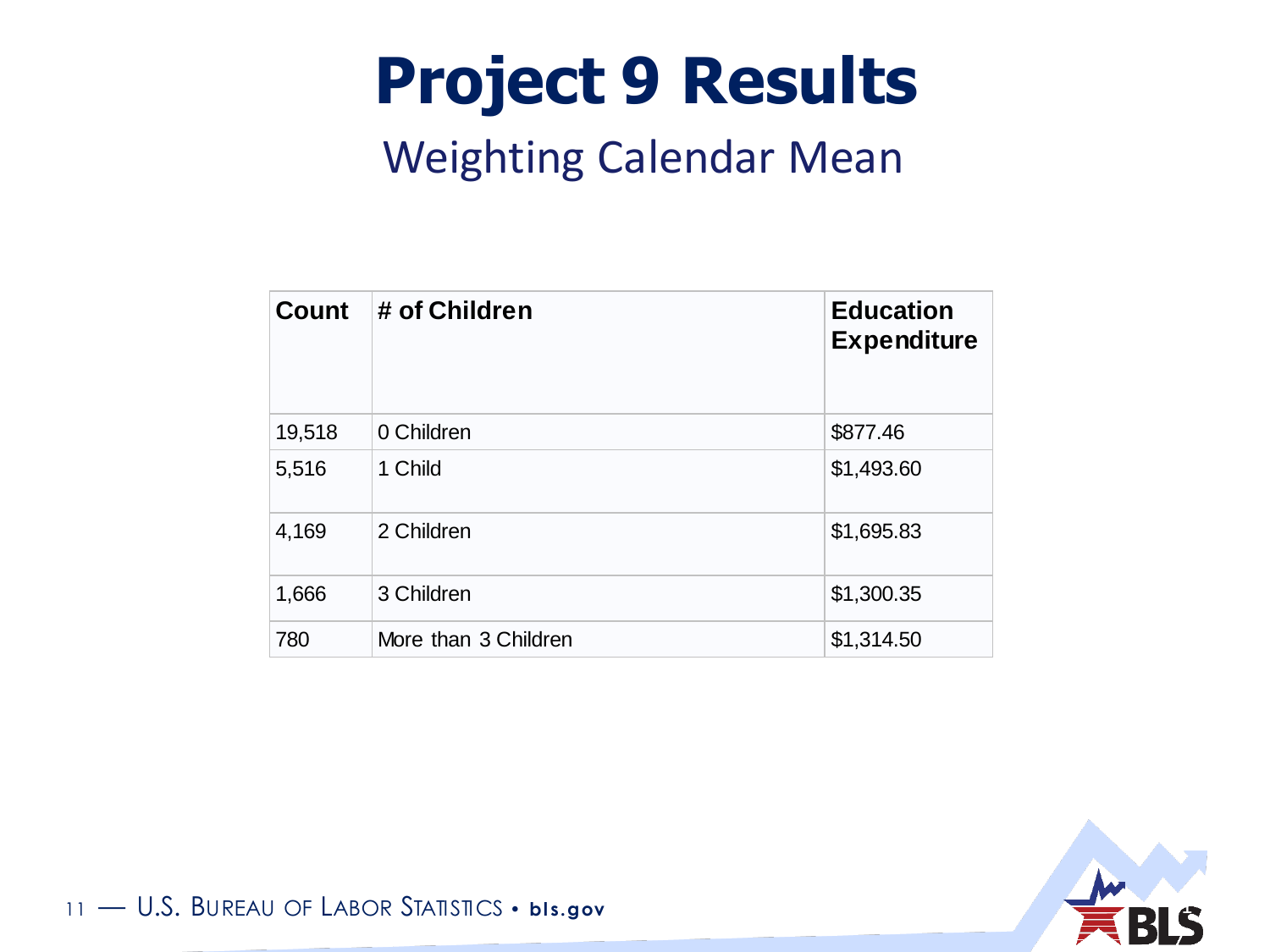# Project 9 Results

## Weighting Calendar Mean

| Count | # of Children | Education Expenditure |
|---|---|---|
| 19,518 | 0 Children | $877.46 |
| 5,516 | 1 Child | $1,493.60 |
| 4,169 | 2 Children | $1,695.83 |
| 1,666 | 3 Children | $1,300.35 |
| 780 | More than 3 Children | $1,314.50 |